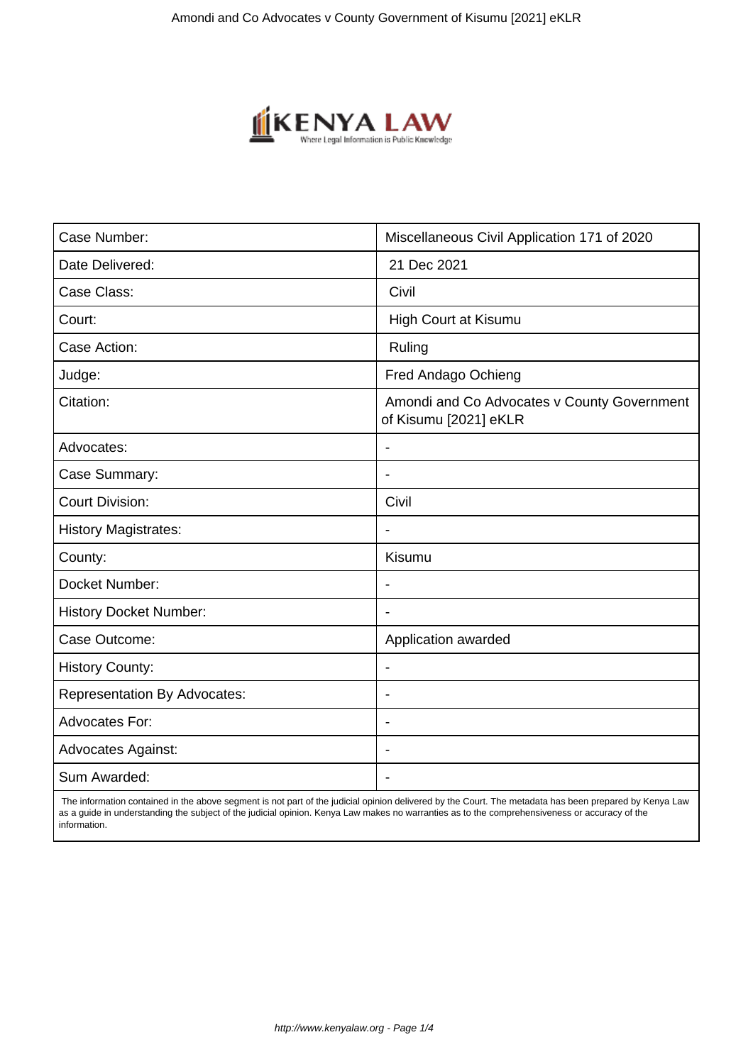| Case Number: | Miscellaneous Civil Application 171 of 2020 |
|---|---|
| Date Delivered: | 21 Dec 2021 |
| Case Class: | Civil |
| Court: | High Court at Kisumu |
| Case Action: | Ruling |
| Judge: | Fred Andago Ochieng |
| Citation: | Amondi and Co Advocates v County Government of Kisumu [2021] eKLR |
| Advocates: | - |
| Case Summary: | - |
| Court Division: | Civil |
| History Magistrates: | - |
| County: | Kisumu |
| Docket Number: | - |
| History Docket Number: | - |
| Case Outcome: | Application awarded |
| History County: | - |
| Representation By Advocates: | - |
| Advocates For: | - |
| Advocates Against: | - |
| Sum Awarded: | - |

The information contained in the above segment is not part of the judicial opinion delivered by the Court. The metadata has been prepared by Kenya Law as a guide in understanding the subject of the judicial opinion. Kenya Law makes no warranties as to the comprehensiveness or accuracy of the information.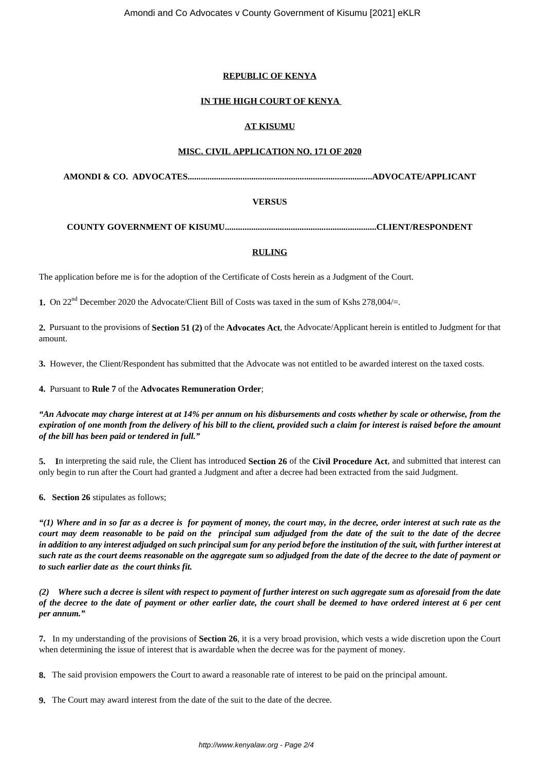**REPUBLIC OF KENYA**

**IN THE HIGH COURT OF KENYA**

**AT KISUMU**

**MISC. CIVIL APPLICATION NO. 171 OF 2020**

**AMONDI & CO. ADVOCATES....................................................................................ADVOCATE/APPLICANT**

**VERSUS**

**COUNTY GOVERNMENT OF KISUMU.....................................................................CLIENT/RESPONDENT**

**RULING**

The application before me is for the adoption of the Certificate of Costs herein as a Judgment of the Court.

**1.** On 22nd December 2020 the Advocate/Client Bill of Costs was taxed in the sum of Kshs 278,004/=.

**2.** Pursuant to the provisions of **Section 51 (2)** of the **Advocates Act**, the Advocate/Applicant herein is entitled to Judgment for that amount.

**3.** However, the Client/Respondent has submitted that the Advocate was not entitled to be awarded interest on the taxed costs.

**4.** Pursuant to **Rule 7** of the **Advocates Remuneration Order**;

***"An Advocate may charge interest at at 14% per annum on his disbursements and costs whether by scale or otherwise, from the expiration of one month from the delivery of his bill to the client, provided such a claim for interest is raised before the amount of the bill has been paid or tendered in full."***

**5. I**n interpreting the said rule, the Client has introduced **Section 26** of the **Civil Procedure Act**, and submitted that interest can only begin to run after the Court had granted a Judgment and after a decree had been extracted from the said Judgment.

**6. Section 26** stipulates as follows;

***"(1) Where and in so far as a decree is for payment of money, the court may, in the decree, order interest at such rate as the court may deem reasonable to be paid on the principal sum adjudged from the date of the suit to the date of the decree in addition to any interest adjudged on such principal sum for any period before the institution of the suit, with further interest at such rate as the court deems reasonable on the aggregate sum so adjudged from the date of the decree to the date of payment or to such earlier date as the court thinks fit.***

***(2) Where such a decree is silent with respect to payment of further interest on such aggregate sum as aforesaid from the date of the decree to the date of payment or other earlier date, the court shall be deemed to have ordered interest at 6 per cent per annum."***

**7.** In my understanding of the provisions of **Section 26**, it is a very broad provision, which vests a wide discretion upon the Court when determining the issue of interest that is awardable when the decree was for the payment of money.

**8.** The said provision empowers the Court to award a reasonable rate of interest to be paid on the principal amount.

**9.** The Court may award interest from the date of the suit to the date of the decree.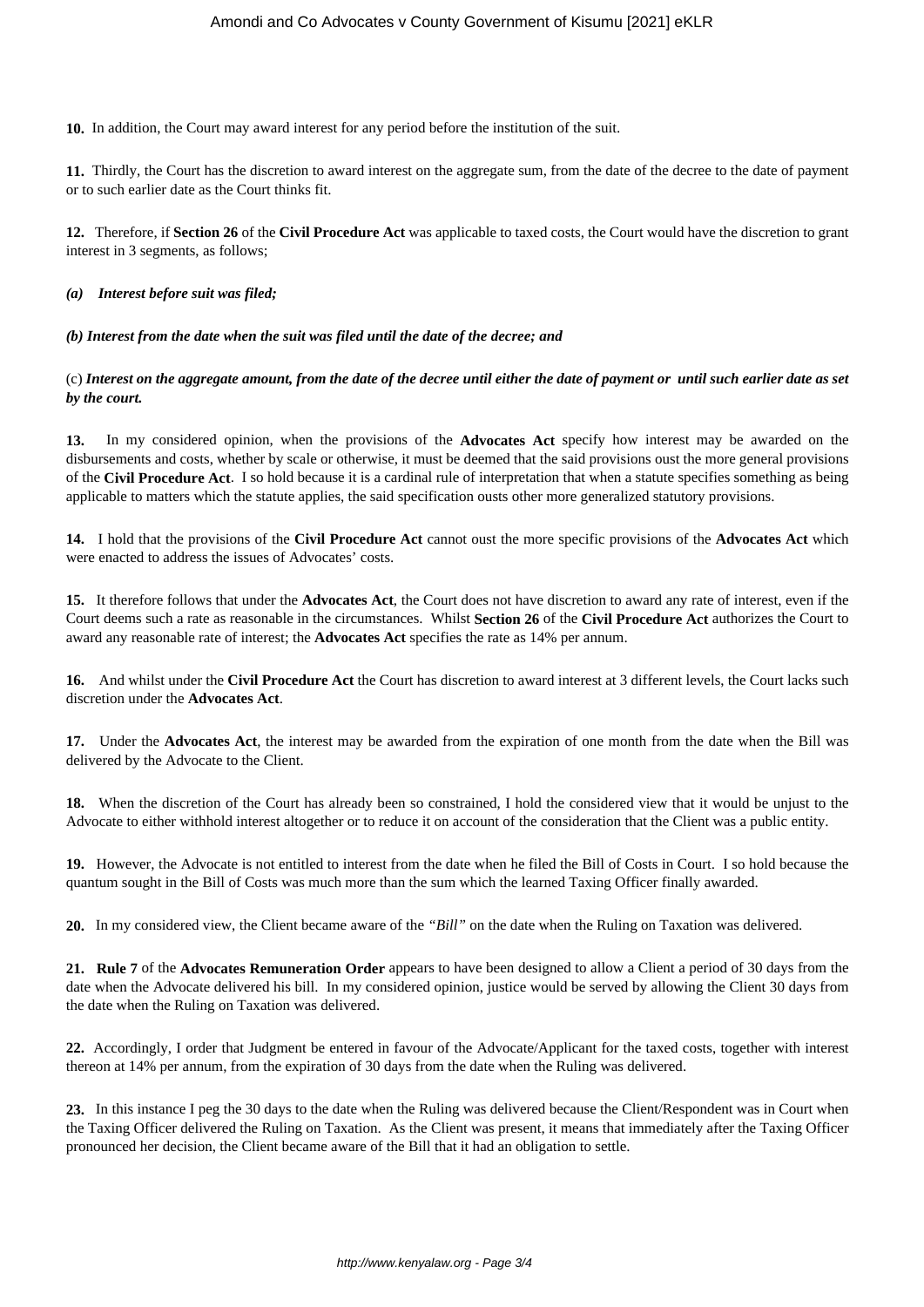**10.** In addition, the Court may award interest for any period before the institution of the suit.

**11.** Thirdly, the Court has the discretion to award interest on the aggregate sum, from the date of the decree to the date of payment or to such earlier date as the Court thinks fit.

**12.** Therefore, if **Section 26** of the **Civil Procedure Act** was applicable to taxed costs, the Court would have the discretion to grant interest in 3 segments, as follows;

***(a) Interest before suit was filed;***

***(b) Interest from the date when the suit was filed until the date of the decree; and***

(c) ***Interest on the aggregate amount, from the date of the decree until either the date of payment or until such earlier date as set by the court.***

**13.** In my considered opinion, when the provisions of the **Advocates Act** specify how interest may be awarded on the disbursements and costs, whether by scale or otherwise, it must be deemed that the said provisions oust the more general provisions of the **Civil Procedure Act**. I so hold because it is a cardinal rule of interpretation that when a statute specifies something as being applicable to matters which the statute applies, the said specification ousts other more generalized statutory provisions.

**14.** I hold that the provisions of the **Civil Procedure Act** cannot oust the more specific provisions of the **Advocates Act** which were enacted to address the issues of Advocates' costs.

**15.** It therefore follows that under the **Advocates Act**, the Court does not have discretion to award any rate of interest, even if the Court deems such a rate as reasonable in the circumstances. Whilst **Section 26** of the **Civil Procedure Act** authorizes the Court to award any reasonable rate of interest; the **Advocates Act** specifies the rate as 14% per annum.

**16.** And whilst under the **Civil Procedure Act** the Court has discretion to award interest at 3 different levels, the Court lacks such discretion under the **Advocates Act**.

**17.** Under the **Advocates Act**, the interest may be awarded from the expiration of one month from the date when the Bill was delivered by the Advocate to the Client.

**18.** When the discretion of the Court has already been so constrained, I hold the considered view that it would be unjust to the Advocate to either withhold interest altogether or to reduce it on account of the consideration that the Client was a public entity.

**19.** However, the Advocate is not entitled to interest from the date when he filed the Bill of Costs in Court. I so hold because the quantum sought in the Bill of Costs was much more than the sum which the learned Taxing Officer finally awarded.

**20.** In my considered view, the Client became aware of the *"Bill"* on the date when the Ruling on Taxation was delivered.

**21. Rule 7** of the **Advocates Remuneration Order** appears to have been designed to allow a Client a period of 30 days from the date when the Advocate delivered his bill. In my considered opinion, justice would be served by allowing the Client 30 days from the date when the Ruling on Taxation was delivered.

**22.** Accordingly, I order that Judgment be entered in favour of the Advocate/Applicant for the taxed costs, together with interest thereon at 14% per annum, from the expiration of 30 days from the date when the Ruling was delivered.

**23.** In this instance I peg the 30 days to the date when the Ruling was delivered because the Client/Respondent was in Court when the Taxing Officer delivered the Ruling on Taxation. As the Client was present, it means that immediately after the Taxing Officer pronounced her decision, the Client became aware of the Bill that it had an obligation to settle.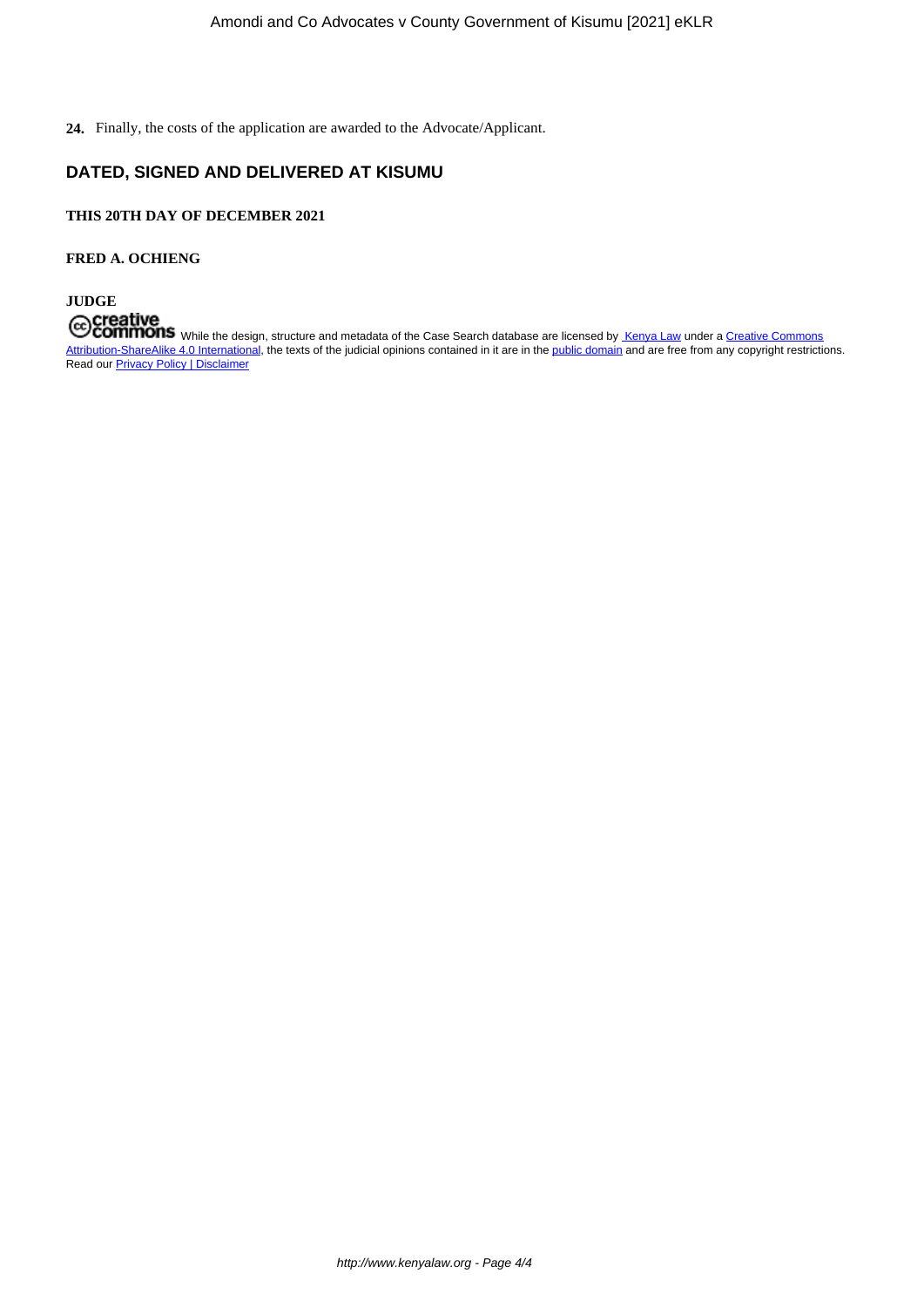**24.** Finally, the costs of the application are awarded to the Advocate/Applicant.

## DATED, SIGNED AND DELIVERED AT KISUMU

**THIS 20TH DAY OF DECEMBER 2021**

**FRED A. OCHIENG**

**JUDGE**

While the design, structure and metadata of the Case Search database are licensed by Kenya Law under a Creative Commons Attribution-ShareAlike 4.0 International, the texts of the judicial opinions contained in it are in the public domain and are free from any copyright restrictions. Read our Privacy Policy | Disclaimer